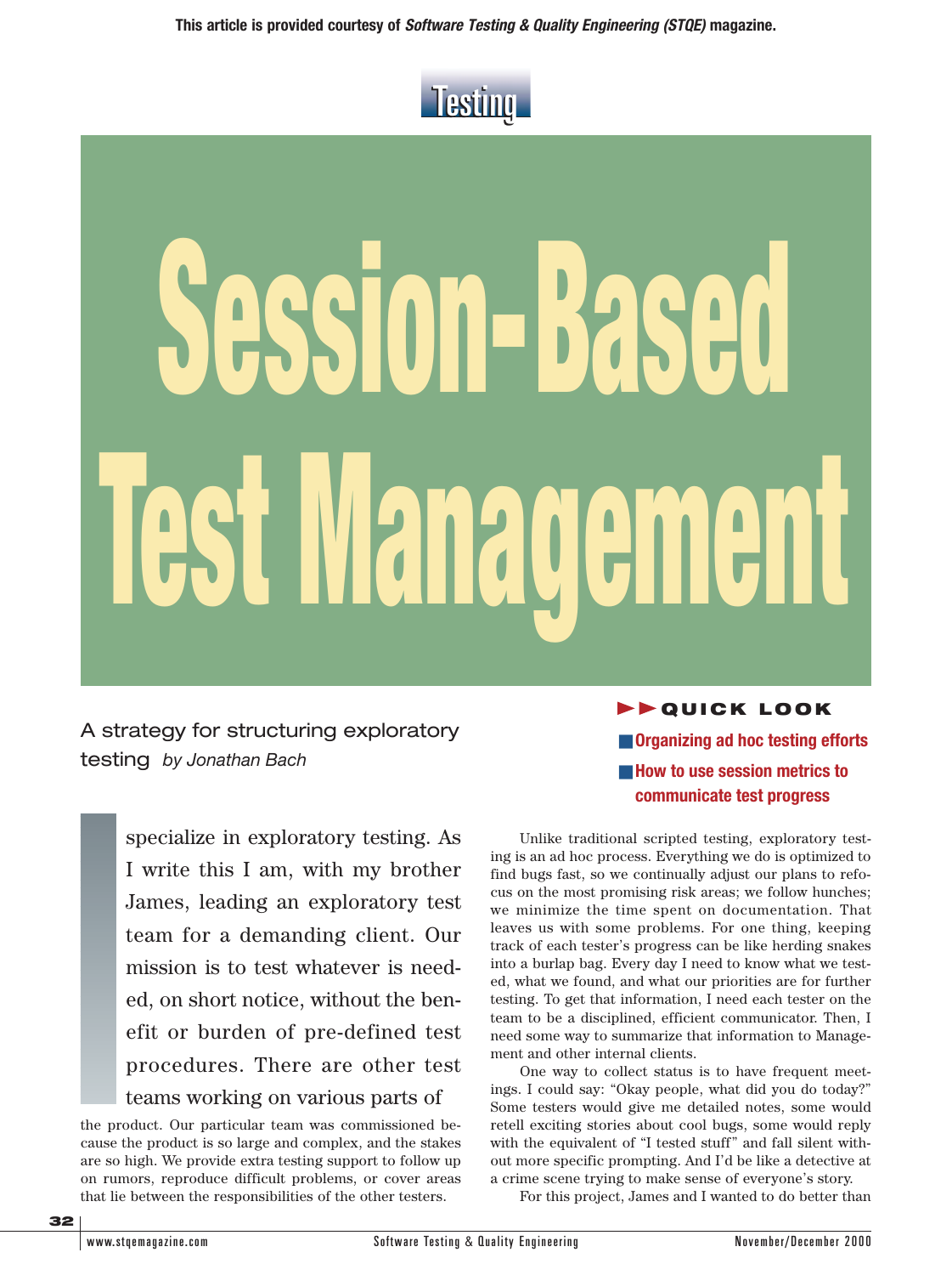This article is provided courtesy of *Software Testing & Quality Engineering (STQE)* magazine.

Testing

# Session-Based Test Management

A strategy for structuring exploratory testing *by Jonathan Bach*

**QUICK LOOK**

- **Organizing ad hoc testing efforts**
- **How to use session metrics to communicate test progress**

I specialize in exploratory testing. As I write this I am, with my brother James, leading an exploratory test team for a demanding client. Our mission is to test whatever is needed, on short notice, without the benefit or burden of pre-defined test procedures. There are other test teams working on various parts of the product. Our particular team was commissioned because the product is so large and complex, and the stakes are so high. We provide extra testing support to follow up on rumors, reproduce difficult problems, or cover areas that lie between the responsibilities of the other testers.

Unlike traditional scripted testing, exploratory testing is an ad hoc process. Everything we do is optimized to find bugs fast, so we continually adjust our plans to refocus on the most promising risk areas; we follow hunches; we minimize the time spent on documentation. That leaves us with some problems. For one thing, keeping track of each tester's progress can be like herding snakes into a burlap bag. Every day I need to know what we tested, what we found, and what our priorities are for further testing. To get that information, I need each tester on the team to be a disciplined, efficient communicator. Then, I need some way to summarize that information to Management and other internal clients.

One way to collect status is to have frequent meetings. I could say: "Okay people, what did you do today?" Some testers would give me detailed notes, some would retell exciting stories about cool bugs, some would reply with the equivalent of "I tested stuff" and fall silent without more specific prompting. And I'd be like a detective at a crime scene trying to make sense of everyone's story.

For this project, James and I wanted to do better than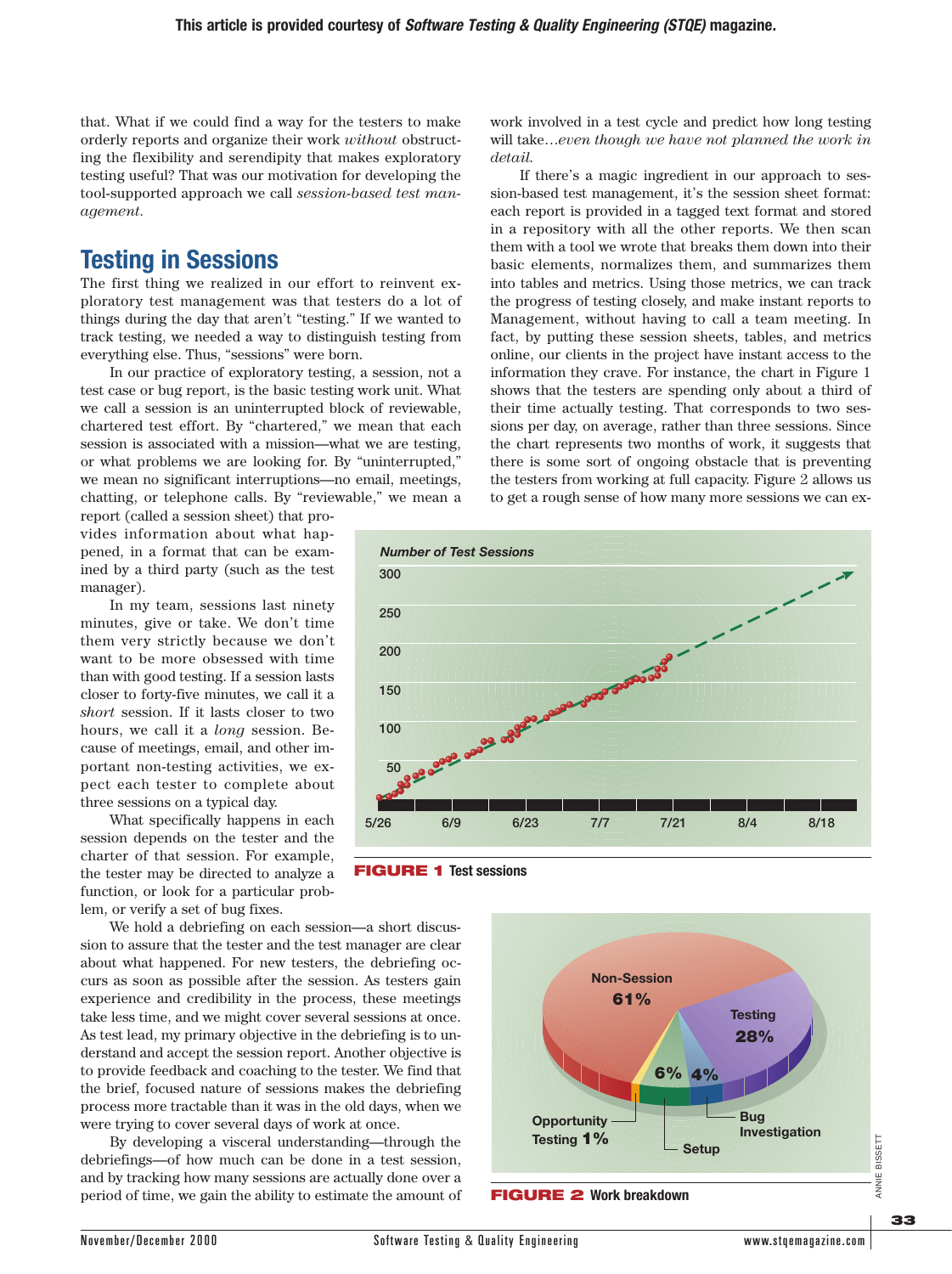that. What if we could find a way for the testers to make orderly reports and organize their work *without* obstructing the flexibility and serendipity that makes exploratory testing useful? That was our motivation for developing the tool-supported approach we call *session-based test management.*

## Testing in Sessions

The first thing we realized in our effort to reinvent exploratory test management was that testers do a lot of things during the day that aren't "testing." If we wanted to track testing, we needed a way to distinguish testing from everything else. Thus, "sessions" were born.

In our practice of exploratory testing, a session, not a test case or bug report, is the basic testing work unit. What we call a session is an uninterrupted block of reviewable, chartered test effort. By "chartered," we mean that each session is associated with a mission—what we are testing, or what problems we are looking for. By "uninterrupted," we mean no significant interruptions—no email, meetings, chatting, or telephone calls. By "reviewable," we mean a report (called a session sheet) that provides information about what happened, in a format that can be examined by a third party (such as the test manager).

In my team, sessions last ninety minutes, give or take. We don't time them very strictly because we don't want to be more obsessed with time than with good testing. If a session lasts closer to forty-five minutes, we call it a *short* session. If it lasts closer to two hours, we call it a *long* session. Because of meetings, email, and other important non-testing activities, we expect each tester to complete about three sessions on a typical day.

What specifically happens in each session depends on the tester and the charter of that session. For example, the tester may be directed to analyze a function, or look for a particular problem, or verify a set of bug fixes.

We hold a debriefing on each session—a short discussion to assure that the tester and the test manager are clear about what happened. For new testers, the debriefing occurs as soon as possible after the session. As testers gain experience and credibility in the process, these meetings take less time, and we might cover several sessions at once. As test lead, my primary objective in the debriefing is to understand and accept the session report. Another objective is to provide feedback and coaching to the tester. We find that the brief, focused nature of sessions makes the debriefing process more tractable than it was in the old days, when we were trying to cover several days of work at once.

By developing a visceral understanding—through the debriefings—of how much can be done in a test session, and by tracking how many sessions are actually done over a period of time, we gain the ability to estimate the amount of work involved in a test cycle and predict how long testing will take…*even though we have not planned the work in detail.*

If there's a magic ingredient in our approach to session-based test management, it's the session sheet format: each report is provided in a tagged text format and stored in a repository with all the other reports. We then scan them with a tool we wrote that breaks them down into their basic elements, normalizes them, and summarizes them into tables and metrics. Using those metrics, we can track the progress of testing closely, and make instant reports to Management, without having to call a team meeting. In fact, by putting these session sheets, tables, and metrics online, our clients in the project have instant access to the information they crave. For instance, the chart in Figure 1 shows that the testers are spending only about a third of their time actually testing. That corresponds to two sessions per day, on average, rather than three sessions. Since the chart represents two months of work, it suggests that there is some sort of ongoing obstacle that is preventing the testers from working at full capacity. Figure 2 allows us to get a rough sense of how many more sessions we can ex-

**FIGURE 1** Test sessions

**FIGURE 2** Work breakdown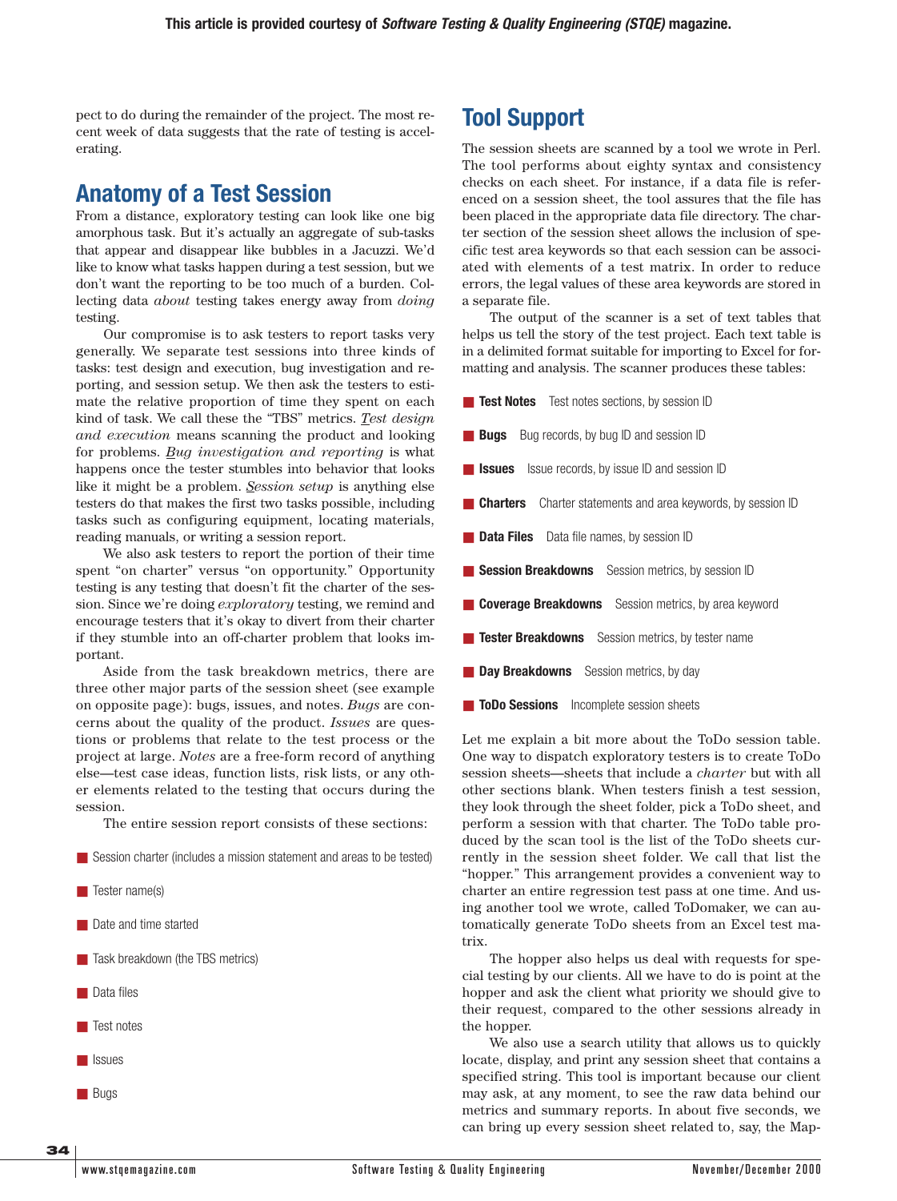pect to do during the remainder of the project. The most recent week of data suggests that the rate of testing is accelerating.

## Anatomy of a Test Session

From a distance, exploratory testing can look like one big amorphous task. But it's actually an aggregate of sub-tasks that appear and disappear like bubbles in a Jacuzzi. We'd like to know what tasks happen during a test session, but we don't want the reporting to be too much of a burden. Collecting data *about* testing takes energy away from *doing* testing.

Our compromise is to ask testers to report tasks very generally. We separate test sessions into three kinds of tasks: test design and execution, bug investigation and reporting, and session setup. We then ask the testers to estimate the relative proportion of time they spent on each kind of task. We call these the "TBS" metrics. *Test design and execution* means scanning the product and looking for problems. *Bug investigation and reporting* is what happens once the tester stumbles into behavior that looks like it might be a problem. *Session setup* is anything else testers do that makes the first two tasks possible, including tasks such as configuring equipment, locating materials, reading manuals, or writing a session report.

We also ask testers to report the portion of their time spent "on charter" versus "on opportunity." Opportunity testing is any testing that doesn't fit the charter of the session. Since we're doing *exploratory* testing, we remind and encourage testers that it's okay to divert from their charter if they stumble into an off-charter problem that looks important.

Aside from the task breakdown metrics, there are three other major parts of the session sheet (see example on opposite page): bugs, issues, and notes. *Bugs* are concerns about the quality of the product. *Issues* are questions or problems that relate to the test process or the project at large. *Notes* are a free-form record of anything else—test case ideas, function lists, risk lists, or any other elements related to the testing that occurs during the session.

The entire session report consists of these sections:

- Session charter (includes a mission statement and areas to be tested)
- Tester name(s)
- Date and time started
- Task breakdown (the TBS metrics)
- Data files
- Test notes
- Issues
- Bugs

## Tool Support

The session sheets are scanned by a tool we wrote in Perl. The tool performs about eighty syntax and consistency checks on each sheet. For instance, if a data file is referenced on a session sheet, the tool assures that the file has been placed in the appropriate data file directory. The charter section of the session sheet allows the inclusion of specific test area keywords so that each session can be associated with elements of a test matrix. In order to reduce errors, the legal values of these area keywords are stored in a separate file.

The output of the scanner is a set of text tables that helps us tell the story of the test project. Each text table is in a delimited format suitable for importing to Excel for formatting and analysis. The scanner produces these tables:

- **Test Notes** Test notes sections, by session ID
- **Bugs** Bug records, by bug ID and session ID
- **Issues** Issue records, by issue ID and session ID
- **Charters** Charter statements and area keywords, by session ID
- **Data Files** Data file names, by session ID
- **Session Breakdowns** Session metrics, by session ID
- **Coverage Breakdowns** Session metrics, by area keyword
- **Tester Breakdowns** Session metrics, by tester name
- **Day Breakdowns** Session metrics, by day
- **ToDo Sessions** Incomplete session sheets

Let me explain a bit more about the ToDo session table. One way to dispatch exploratory testers is to create ToDo session sheets—sheets that include a *charter* but with all other sections blank. When testers finish a test session, they look through the sheet folder, pick a ToDo sheet, and perform a session with that charter. The ToDo table produced by the scan tool is the list of the ToDo sheets currently in the session sheet folder. We call that list the "hopper." This arrangement provides a convenient way to charter an entire regression test pass at one time. And using another tool we wrote, called ToDomaker, we can automatically generate ToDo sheets from an Excel test matrix.

The hopper also helps us deal with requests for special testing by our clients. All we have to do is point at the hopper and ask the client what priority we should give to their request, compared to the other sessions already in the hopper.

We also use a search utility that allows us to quickly locate, display, and print any session sheet that contains a specified string. This tool is important because our client may ask, at any moment, to see the raw data behind our metrics and summary reports. In about five seconds, we can bring up every session sheet related to, say, the Map-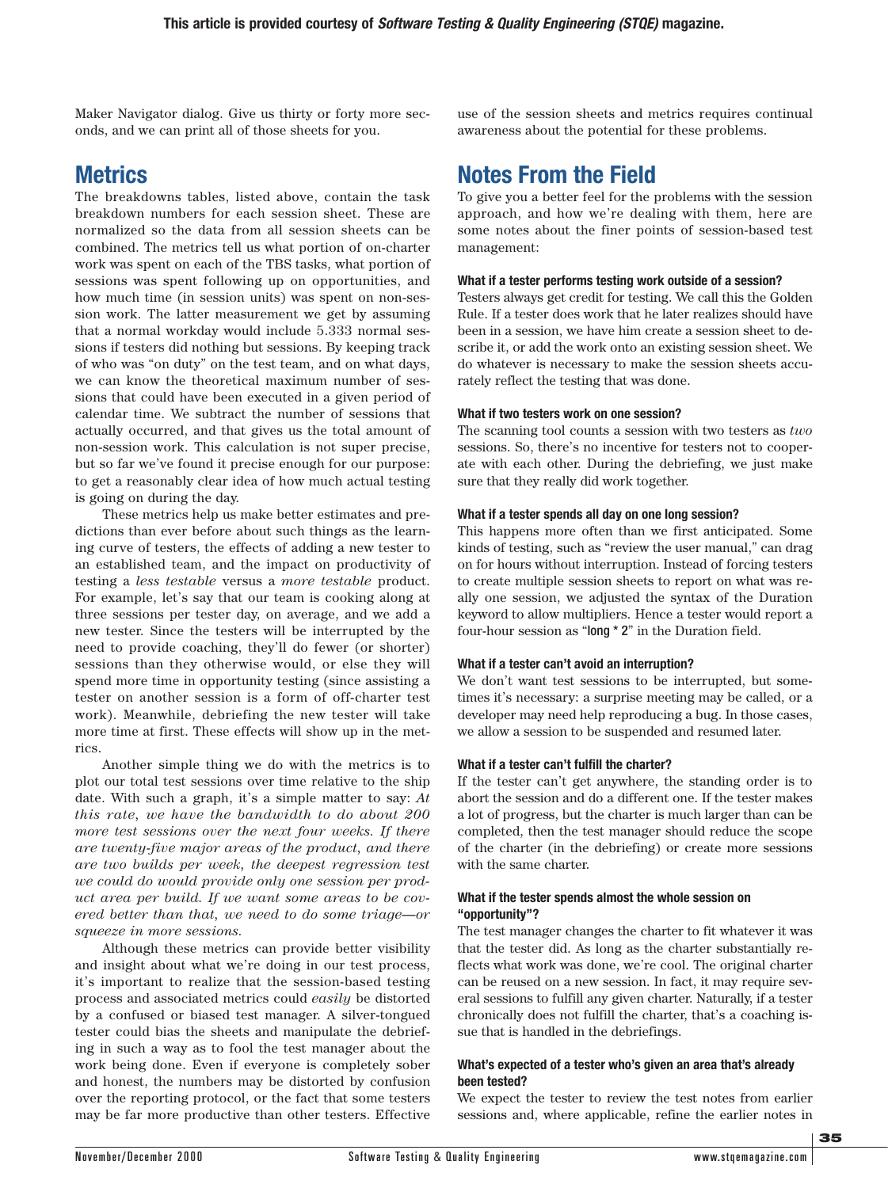Maker Navigator dialog. Give us thirty or forty more seconds, and we can print all of those sheets for you.

## Metrics

The breakdowns tables, listed above, contain the task breakdown numbers for each session sheet. These are normalized so the data from all session sheets can be combined. The metrics tell us what portion of on-charter work was spent on each of the TBS tasks, what portion of sessions was spent following up on opportunities, and how much time (in session units) was spent on non-session work. The latter measurement we get by assuming that a normal workday would include 5.333 normal sessions if testers did nothing but sessions. By keeping track of who was "on duty" on the test team, and on what days, we can know the theoretical maximum number of sessions that could have been executed in a given period of calendar time. We subtract the number of sessions that actually occurred, and that gives us the total amount of non-session work. This calculation is not super precise, but so far we've found it precise enough for our purpose: to get a reasonably clear idea of how much actual testing is going on during the day.

These metrics help us make better estimates and predictions than ever before about such things as the learning curve of testers, the effects of adding a new tester to an established team, and the impact on productivity of testing a *less testable* versus a *more testable* product. For example, let's say that our team is cooking along at three sessions per tester day, on average, and we add a new tester. Since the testers will be interrupted by the need to provide coaching, they'll do fewer (or shorter) sessions than they otherwise would, or else they will spend more time in opportunity testing (since assisting a tester on another session is a form of off-charter test work). Meanwhile, debriefing the new tester will take more time at first. These effects will show up in the metrics.

Another simple thing we do with the metrics is to plot our total test sessions over time relative to the ship date. With such a graph, it's a simple matter to say: *At this rate, we have the bandwidth to do about 200 more test sessions over the next four weeks. If there are twenty-five major areas of the product, and there are two builds per week, the deepest regression test we could do would provide only one session per product area per build. If we want some areas to be covered better than that, we need to do some triage—or squeeze in more sessions.*

Although these metrics can provide better visibility and insight about what we're doing in our test process, it's important to realize that the session-based testing process and associated metrics could *easily* be distorted by a confused or biased test manager. A silver-tongued tester could bias the sheets and manipulate the debriefing in such a way as to fool the test manager about the work being done. Even if everyone is completely sober and honest, the numbers may be distorted by confusion over the reporting protocol, or the fact that some testers may be far more productive than other testers. Effective use of the session sheets and metrics requires continual awareness about the potential for these problems.

## Notes From the Field

To give you a better feel for the problems with the session approach, and how we're dealing with them, here are some notes about the finer points of session-based test management:

#### What if a tester performs testing work outside of a session?

Testers always get credit for testing. We call this the Golden Rule. If a tester does work that he later realizes should have been in a session, we have him create a session sheet to describe it, or add the work onto an existing session sheet. We do whatever is necessary to make the session sheets accurately reflect the testing that was done.

#### What if two testers work on one session?

The scanning tool counts a session with two testers as *two* sessions. So, there's no incentive for testers not to cooperate with each other. During the debriefing, we just make sure that they really did work together.

#### What if a tester spends all day on one long session?

This happens more often than we first anticipated. Some kinds of testing, such as "review the user manual," can drag on for hours without interruption. Instead of forcing testers to create multiple session sheets to report on what was really one session, we adjusted the syntax of the Duration keyword to allow multipliers. Hence a tester would report a four-hour session as "long * 2" in the Duration field.

#### What if a tester can't avoid an interruption?

We don't want test sessions to be interrupted, but sometimes it's necessary: a surprise meeting may be called, or a developer may need help reproducing a bug. In those cases, we allow a session to be suspended and resumed later.

#### What if a tester can't fulfill the charter?

If the tester can't get anywhere, the standing order is to abort the session and do a different one. If the tester makes a lot of progress, but the charter is much larger than can be completed, then the test manager should reduce the scope of the charter (in the debriefing) or create more sessions with the same charter.

#### What if the tester spends almost the whole session on "opportunity"?

The test manager changes the charter to fit whatever it was that the tester did. As long as the charter substantially reflects what work was done, we're cool. The original charter can be reused on a new session. In fact, it may require several sessions to fulfill any given charter. Naturally, if a tester chronically does not fulfill the charter, that's a coaching issue that is handled in the debriefings.

#### What's expected of a tester who's given an area that's already been tested?

We expect the tester to review the test notes from earlier sessions and, where applicable, refine the earlier notes in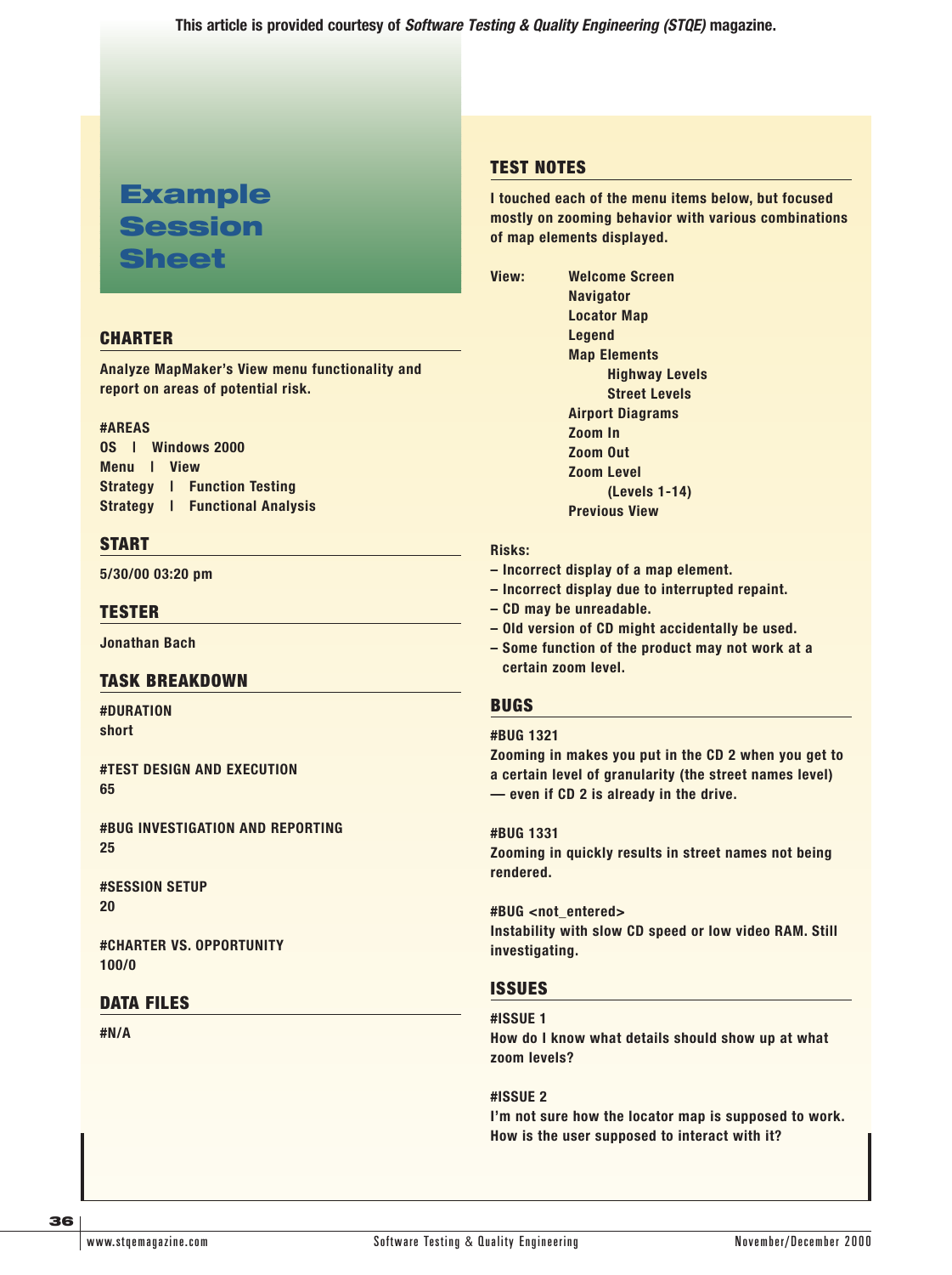This article is provided courtesy of *Software Testing & Quality Engineering (STQE)* magazine.

# Example Session Sheet

## CHARTER

Analyze MapMaker's View menu functionality and report on areas of potential risk.

#AREAS
OS | Windows 2000
Menu | View
Strategy | Function Testing
Strategy | Functional Analysis

## START

5/30/00 03:20 pm

## TESTER

Jonathan Bach

## TASK BREAKDOWN

#DURATION
short

#TEST DESIGN AND EXECUTION
65

#BUG INVESTIGATION AND REPORTING
25

#SESSION SETUP
20

#CHARTER VS. OPPORTUNITY
100/0

## DATA FILES

#N/A

## TEST NOTES

I touched each of the menu items below, but focused mostly on zooming behavior with various combinations of map elements displayed.

View:
- Welcome Screen
- Navigator
- Locator Map
- Legend
- Map Elements
  - Highway Levels
  - Street Levels
- Airport Diagrams
- Zoom In
- Zoom Out
- Zoom Level
  - (Levels 1-14)
- Previous View

Risks:
- Incorrect display of a map element.
- Incorrect display due to interrupted repaint.
- CD may be unreadable.
- Old version of CD might accidentally be used.
- Some function of the product may not work at a certain zoom level.

## BUGS

#BUG 1321
Zooming in makes you put in the CD 2 when you get to a certain level of granularity (the street names level) — even if CD 2 is already in the drive.

#BUG 1331
Zooming in quickly results in street names not being rendered.

#BUG <not_entered>
Instability with slow CD speed or low video RAM. Still investigating.

## ISSUES

#ISSUE 1
How do I know what details should show up at what zoom levels?

#ISSUE 2
I'm not sure how the locator map is supposed to work. How is the user supposed to interact with it?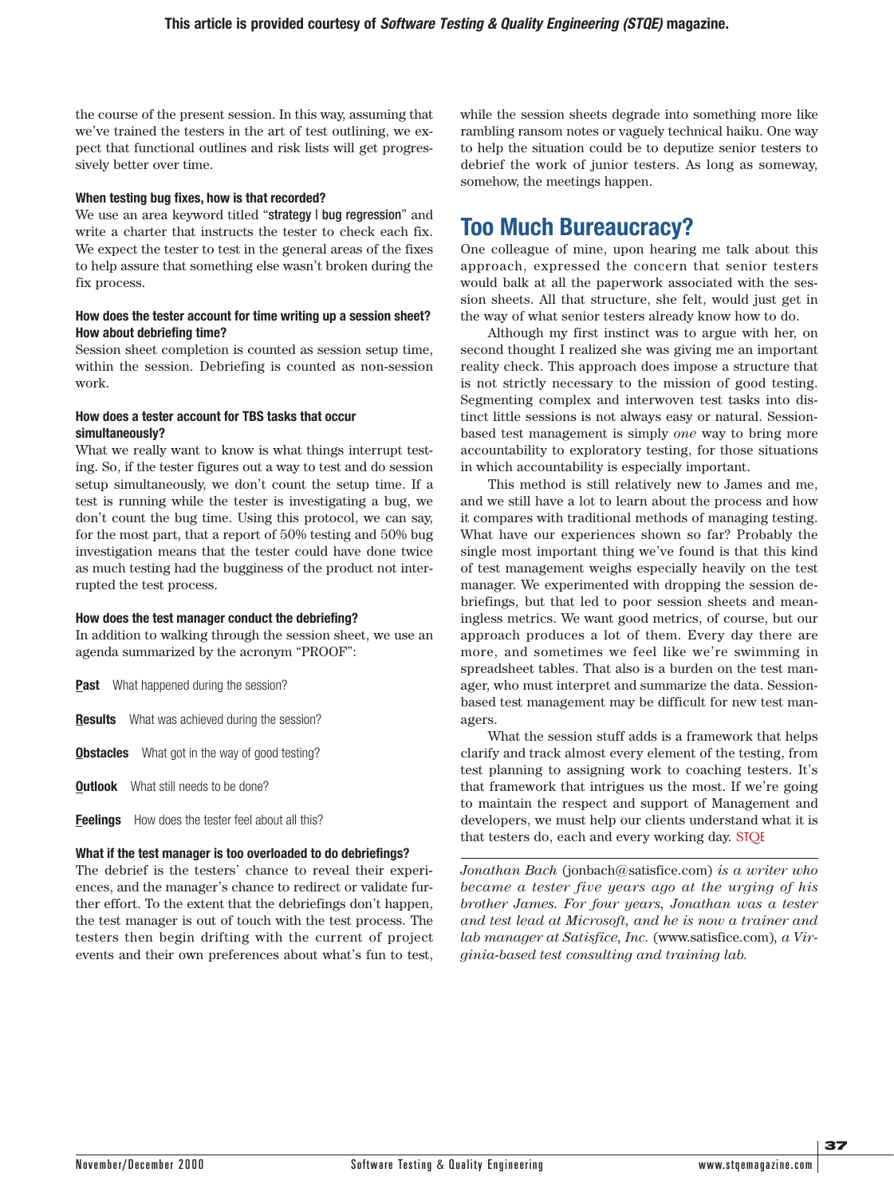the course of the present session. In this way, assuming that we've trained the testers in the art of test outlining, we expect that functional outlines and risk lists will get progressively better over time.

#### When testing bug fixes, how is that recorded?

We use an area keyword titled "strategy | bug regression" and write a charter that instructs the tester to check each fix. We expect the tester to test in the general areas of the fixes to help assure that something else wasn't broken during the fix process.

#### How does the tester account for time writing up a session sheet? How about debriefing time?

Session sheet completion is counted as session setup time, within the session. Debriefing is counted as non-session work.

#### How does a tester account for TBS tasks that occur simultaneously?

What we really want to know is what things interrupt testing. So, if the tester figures out a way to test and do session setup simultaneously, we don't count the setup time. If a test is running while the tester is investigating a bug, we don't count the bug time. Using this protocol, we can say, for the most part, that a report of 50% testing and 50% bug investigation means that the tester could have done twice as much testing had the bugginess of the product not interrupted the test process.

#### How does the test manager conduct the debriefing?

In addition to walking through the session sheet, we use an agenda summarized by the acronym "PROOF":

**Past** What happened during the session?

**Results** What was achieved during the session?

**Obstacles** What got in the way of good testing?

**Outlook** What still needs to be done?

**Feelings** How does the tester feel about all this?

#### What if the test manager is too overloaded to do debriefings?

The debrief is the testers' chance to reveal their experiences, and the manager's chance to redirect or validate further effort. To the extent that the debriefings don't happen, the test manager is out of touch with the test process. The testers then begin drifting with the current of project events and their own preferences about what's fun to test, while the session sheets degrade into something more like rambling ransom notes or vaguely technical haiku. One way to help the situation could be to deputize senior testers to debrief the work of junior testers. As long as someway, somehow, the meetings happen.

## Too Much Bureaucracy?

One colleague of mine, upon hearing me talk about this approach, expressed the concern that senior testers would balk at all the paperwork associated with the session sheets. All that structure, she felt, would just get in the way of what senior testers already know how to do.

Although my first instinct was to argue with her, on second thought I realized she was giving me an important reality check. This approach does impose a structure that is not strictly necessary to the mission of good testing. Segmenting complex and interwoven test tasks into distinct little sessions is not always easy or natural. Session-based test management is simply *one* way to bring more accountability to exploratory testing, for those situations in which accountability is especially important.

This method is still relatively new to James and me, and we still have a lot to learn about the process and how it compares with traditional methods of managing testing. What have our experiences shown so far? Probably the single most important thing we've found is that this kind of test management weighs especially heavily on the test manager. We experimented with dropping the session debriefings, but that led to poor session sheets and meaningless metrics. We want good metrics, of course, but our approach produces a lot of them. Every day there are more, and sometimes we feel like we're swimming in spreadsheet tables. That also is a burden on the test manager, who must interpret and summarize the data. Session-based test management may be difficult for new test managers.

What the session stuff adds is a framework that helps clarify and track almost every element of the testing, from test planning to assigning work to coaching testers. It's that framework that intrigues us the most. If we're going to maintain the respect and support of Management and developers, we must help our clients understand what it is that testers do, each and every working day. STQE

---

*Jonathan Bach* (jonbach@satisfice.com) *is a writer who became a tester five years ago at the urging of his brother James. For four years, Jonathan was a tester and test lead at Microsoft, and he is now a trainer and lab manager at Satisfice, Inc.* (www.satisfice.com), *a Virginia-based test consulting and training lab.*